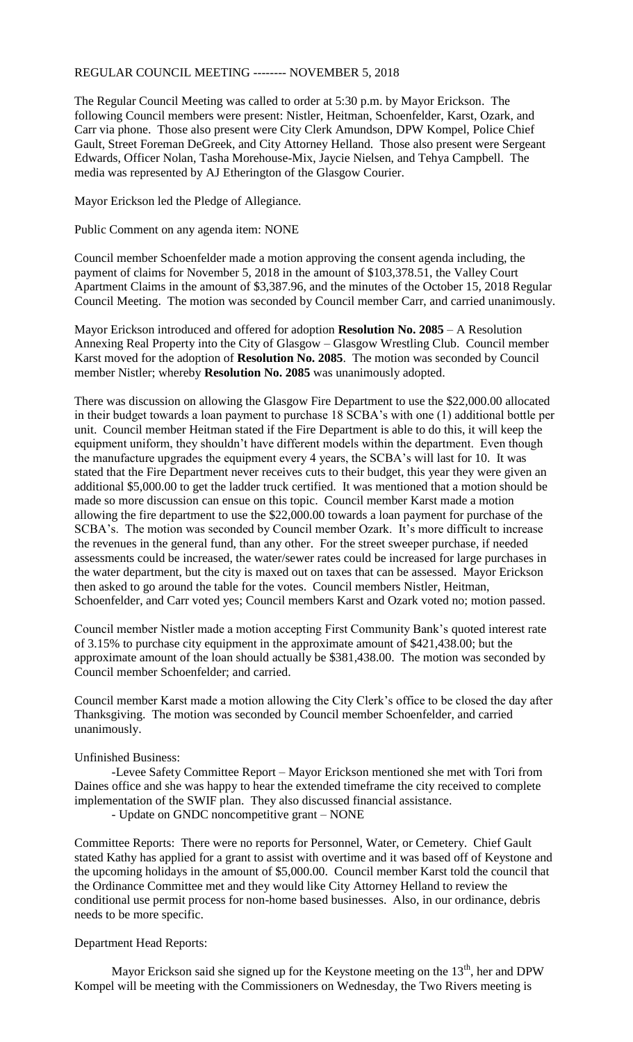REGULAR COUNCIL MEETING -------- NOVEMBER 5, 2018

The Regular Council Meeting was called to order at 5:30 p.m. by Mayor Erickson. The following Council members were present: Nistler, Heitman, Schoenfelder, Karst, Ozark, and Carr via phone. Those also present were City Clerk Amundson, DPW Kompel, Police Chief Gault, Street Foreman DeGreek, and City Attorney Helland. Those also present were Sergeant Edwards, Officer Nolan, Tasha Morehouse-Mix, Jaycie Nielsen, and Tehya Campbell. The media was represented by AJ Etherington of the Glasgow Courier.

Mayor Erickson led the Pledge of Allegiance.

Public Comment on any agenda item: NONE

Council member Schoenfelder made a motion approving the consent agenda including, the payment of claims for November 5, 2018 in the amount of $103,378.51, the Valley Court Apartment Claims in the amount of $3,387.96, and the minutes of the October 15, 2018 Regular Council Meeting. The motion was seconded by Council member Carr, and carried unanimously.

Mayor Erickson introduced and offered for adoption **Resolution No. 2085** – A Resolution Annexing Real Property into the City of Glasgow – Glasgow Wrestling Club. Council member Karst moved for the adoption of **Resolution No. 2085**. The motion was seconded by Council member Nistler; whereby **Resolution No. 2085** was unanimously adopted.

There was discussion on allowing the Glasgow Fire Department to use the $22,000.00 allocated in their budget towards a loan payment to purchase 18 SCBA's with one (1) additional bottle per unit. Council member Heitman stated if the Fire Department is able to do this, it will keep the equipment uniform, they shouldn't have different models within the department. Even though the manufacture upgrades the equipment every 4 years, the SCBA's will last for 10. It was stated that the Fire Department never receives cuts to their budget, this year they were given an additional $5,000.00 to get the ladder truck certified. It was mentioned that a motion should be made so more discussion can ensue on this topic. Council member Karst made a motion allowing the fire department to use the $22,000.00 towards a loan payment for purchase of the SCBA's. The motion was seconded by Council member Ozark. It's more difficult to increase the revenues in the general fund, than any other. For the street sweeper purchase, if needed assessments could be increased, the water/sewer rates could be increased for large purchases in the water department, but the city is maxed out on taxes that can be assessed. Mayor Erickson then asked to go around the table for the votes. Council members Nistler, Heitman, Schoenfelder, and Carr voted yes; Council members Karst and Ozark voted no; motion passed.

Council member Nistler made a motion accepting First Community Bank's quoted interest rate of 3.15% to purchase city equipment in the approximate amount of $421,438.00; but the approximate amount of the loan should actually be $381,438.00. The motion was seconded by Council member Schoenfelder; and carried.

Council member Karst made a motion allowing the City Clerk's office to be closed the day after Thanksgiving. The motion was seconded by Council member Schoenfelder, and carried unanimously.

Unfinished Business:

-Levee Safety Committee Report – Mayor Erickson mentioned she met with Tori from Daines office and she was happy to hear the extended timeframe the city received to complete implementation of the SWIF plan. They also discussed financial assistance.

- Update on GNDC noncompetitive grant – NONE

Committee Reports: There were no reports for Personnel, Water, or Cemetery. Chief Gault stated Kathy has applied for a grant to assist with overtime and it was based off of Keystone and the upcoming holidays in the amount of $5,000.00. Council member Karst told the council that the Ordinance Committee met and they would like City Attorney Helland to review the conditional use permit process for non-home based businesses. Also, in our ordinance, debris needs to be more specific.

Department Head Reports:

Mayor Erickson said she signed up for the Keystone meeting on the 13th, her and DPW Kompel will be meeting with the Commissioners on Wednesday, the Two Rivers meeting is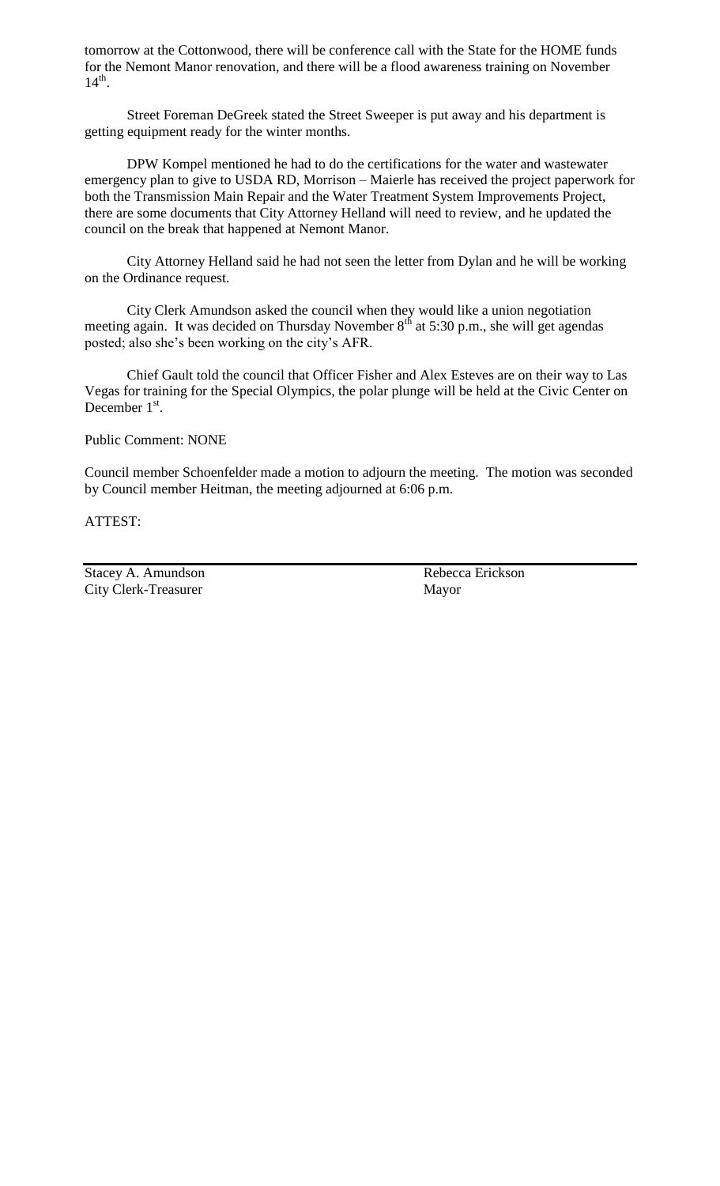tomorrow at the Cottonwood, there will be conference call with the State for the HOME funds for the Nemont Manor renovation, and there will be a flood awareness training on November 14th.

Street Foreman DeGreek stated the Street Sweeper is put away and his department is getting equipment ready for the winter months.

DPW Kompel mentioned he had to do the certifications for the water and wastewater emergency plan to give to USDA RD, Morrison – Maierle has received the project paperwork for both the Transmission Main Repair and the Water Treatment System Improvements Project, there are some documents that City Attorney Helland will need to review, and he updated the council on the break that happened at Nemont Manor.

City Attorney Helland said he had not seen the letter from Dylan and he will be working on the Ordinance request.

City Clerk Amundson asked the council when they would like a union negotiation meeting again. It was decided on Thursday November 8th at 5:30 p.m., she will get agendas posted; also she's been working on the city's AFR.

Chief Gault told the council that Officer Fisher and Alex Esteves are on their way to Las Vegas for training for the Special Olympics, the polar plunge will be held at the Civic Center on December 1st.

Public Comment: NONE

Council member Schoenfelder made a motion to adjourn the meeting. The motion was seconded by Council member Heitman, the meeting adjourned at 6:06 p.m.

ATTEST:

| | |
|---|---|
| Stacey A. Amundson | Rebecca Erickson |
| City Clerk-Treasurer | Mayor |